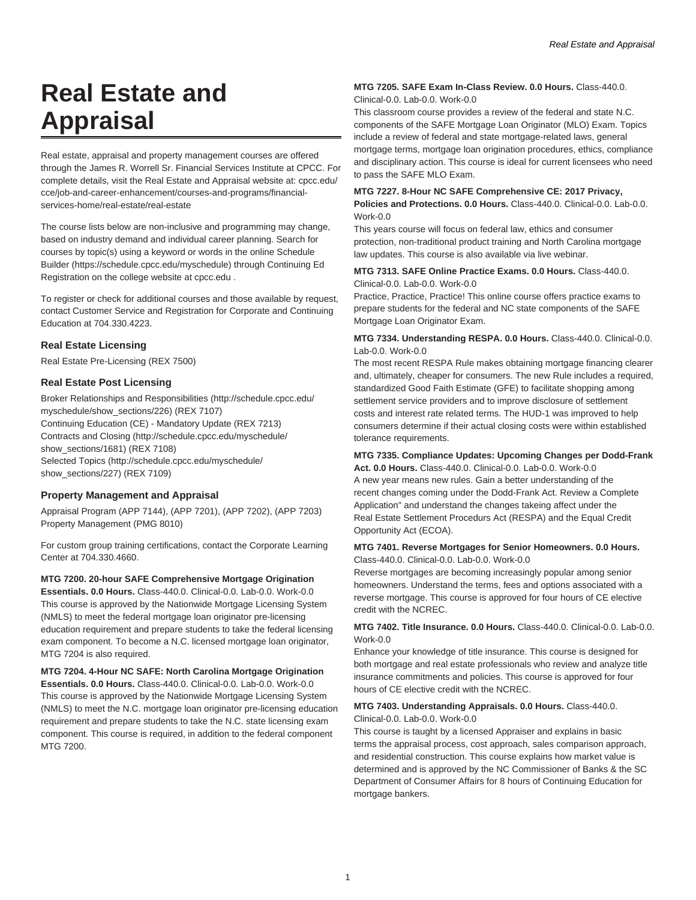# Real Estate and Appraisal

Real estate, appraisal and property management courses are offered through the James R. Worrell Sr. Financial Services Institute at CPCC. For complete details, visit the Real Estate and Appraisal website at: cpcc.edu/cce/job-and-career-enhancement/courses-and-programs/financial-services-home/real-estate/real-estate

The course lists below are non-inclusive and programming may change, based on industry demand and individual career planning. Search for courses by topic(s) using a keyword or words in the online Schedule Builder (https://schedule.cpcc.edu/myschedule) through Continuing Ed Registration on the college website at cpcc.edu .

To register or check for additional courses and those available by request, contact Customer Service and Registration for Corporate and Continuing Education at 704.330.4223.

### Real Estate Licensing

Real Estate Pre-Licensing (REX 7500)

### Real Estate Post Licensing

Broker Relationships and Responsibilities (http://schedule.cpcc.edu/myschedule/show_sections/226) (REX 7107)
Continuing Education (CE) - Mandatory Update (REX 7213)
Contracts and Closing (http://schedule.cpcc.edu/myschedule/show_sections/1681) (REX 7108)
Selected Topics (http://schedule.cpcc.edu/myschedule/show_sections/227) (REX 7109)

### Property Management and Appraisal

Appraisal Program (APP 7144), (APP 7201), (APP 7202), (APP 7203)
Property Management (PMG 8010)

For custom group training certifications, contact the Corporate Learning Center at 704.330.4660.

**MTG 7200. 20-hour SAFE Comprehensive Mortgage Origination Essentials. 0.0 Hours.** Class-440.0. Clinical-0.0. Lab-0.0. Work-0.0
This course is approved by the Nationwide Mortgage Licensing System (NMLS) to meet the federal mortgage loan originator pre-licensing education requirement and prepare students to take the federal licensing exam component. To become a N.C. licensed mortgage loan originator, MTG 7204 is also required.

**MTG 7204. 4-Hour NC SAFE: North Carolina Mortgage Origination Essentials. 0.0 Hours.** Class-440.0. Clinical-0.0. Lab-0.0. Work-0.0
This course is approved by the Nationwide Mortgage Licensing System (NMLS) to meet the N.C. mortgage loan originator pre-licensing education requirement and prepare students to take the N.C. state licensing exam component. This course is required, in addition to the federal component MTG 7200.

**MTG 7205. SAFE Exam In-Class Review. 0.0 Hours.** Class-440.0. Clinical-0.0. Lab-0.0. Work-0.0
This classroom course provides a review of the federal and state N.C. components of the SAFE Mortgage Loan Originator (MLO) Exam. Topics include a review of federal and state mortgage-related laws, general mortgage terms, mortgage loan origination procedures, ethics, compliance and disciplinary action. This course is ideal for current licensees who need to pass the SAFE MLO Exam.

**MTG 7227. 8-Hour NC SAFE Comprehensive CE: 2017 Privacy, Policies and Protections. 0.0 Hours.** Class-440.0. Clinical-0.0. Lab-0.0. Work-0.0
This years course will focus on federal law, ethics and consumer protection, non-traditional product training and North Carolina mortgage law updates. This course is also available via live webinar.

**MTG 7313. SAFE Online Practice Exams. 0.0 Hours.** Class-440.0. Clinical-0.0. Lab-0.0. Work-0.0
Practice, Practice, Practice! This online course offers practice exams to prepare students for the federal and NC state components of the SAFE Mortgage Loan Originator Exam.

**MTG 7334. Understanding RESPA. 0.0 Hours.** Class-440.0. Clinical-0.0. Lab-0.0. Work-0.0
The most recent RESPA Rule makes obtaining mortgage financing clearer and, ultimately, cheaper for consumers. The new Rule includes a required, standardized Good Faith Estimate (GFE) to facilitate shopping among settlement service providers and to improve disclosure of settlement costs and interest rate related terms. The HUD-1 was improved to help consumers determine if their actual closing costs were within established tolerance requirements.

**MTG 7335. Compliance Updates: Upcoming Changes per Dodd-Frank Act. 0.0 Hours.** Class-440.0. Clinical-0.0. Lab-0.0. Work-0.0
A new year means new rules. Gain a better understanding of the recent changes coming under the Dodd-Frank Act. Review a Complete Application" and understand the changes takeing affect under the Real Estate Settlement Procedurs Act (RESPA) and the Equal Credit Opportunity Act (ECOA).

**MTG 7401. Reverse Mortgages for Senior Homeowners. 0.0 Hours.** Class-440.0. Clinical-0.0. Lab-0.0. Work-0.0
Reverse mortgages are becoming increasingly popular among senior homeowners. Understand the terms, fees and options associated with a reverse mortgage. This course is approved for four hours of CE elective credit with the NCREC.

**MTG 7402. Title Insurance. 0.0 Hours.** Class-440.0. Clinical-0.0. Lab-0.0. Work-0.0
Enhance your knowledge of title insurance. This course is designed for both mortgage and real estate professionals who review and analyze title insurance commitments and policies. This course is approved for four hours of CE elective credit with the NCREC.

**MTG 7403. Understanding Appraisals. 0.0 Hours.** Class-440.0. Clinical-0.0. Lab-0.0. Work-0.0
This course is taught by a licensed Appraiser and explains in basic terms the appraisal process, cost approach, sales comparison approach, and residential construction. This course explains how market value is determined and is approved by the NC Commissioner of Banks & the SC Department of Consumer Affairs for 8 hours of Continuing Education for mortgage bankers.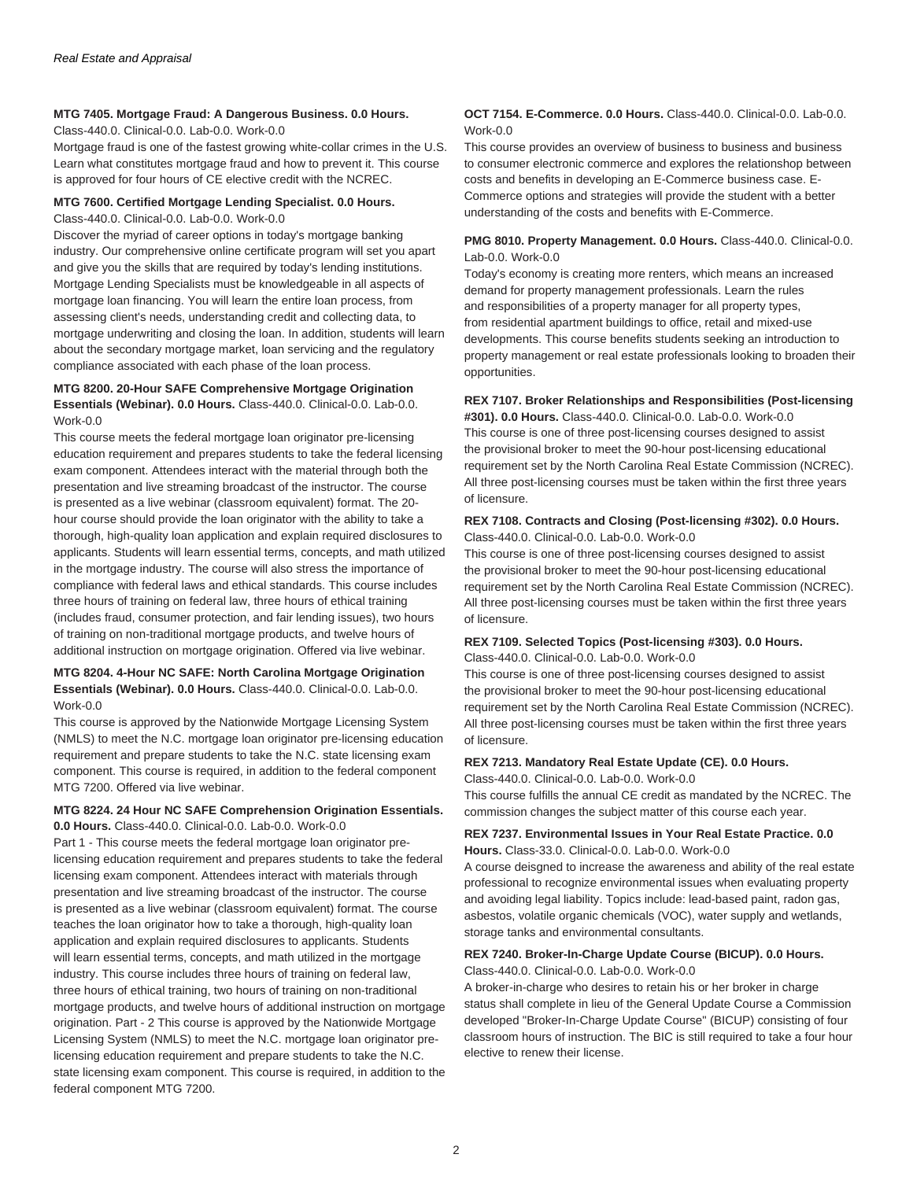**MTG 7405. Mortgage Fraud: A Dangerous Business. 0.0 Hours.**
Class-440.0. Clinical-0.0. Lab-0.0. Work-0.0

Mortgage fraud is one of the fastest growing white-collar crimes in the U.S. Learn what constitutes mortgage fraud and how to prevent it. This course is approved for four hours of CE elective credit with the NCREC.

**MTG 7600. Certified Mortgage Lending Specialist. 0.0 Hours.**
Class-440.0. Clinical-0.0. Lab-0.0. Work-0.0

Discover the myriad of career options in today's mortgage banking industry. Our comprehensive online certificate program will set you apart and give you the skills that are required by today's lending institutions. Mortgage Lending Specialists must be knowledgeable in all aspects of mortgage loan financing. You will learn the entire loan process, from assessing client's needs, understanding credit and collecting data, to mortgage underwriting and closing the loan. In addition, students will learn about the secondary mortgage market, loan servicing and the regulatory compliance associated with each phase of the loan process.

**MTG 8200. 20-Hour SAFE Comprehensive Mortgage Origination Essentials (Webinar). 0.0 Hours.** Class-440.0. Clinical-0.0. Lab-0.0. Work-0.0

This course meets the federal mortgage loan originator pre-licensing education requirement and prepares students to take the federal licensing exam component. Attendees interact with the material through both the presentation and live streaming broadcast of the instructor. The course is presented as a live webinar (classroom equivalent) format. The 20-hour course should provide the loan originator with the ability to take a thorough, high-quality loan application and explain required disclosures to applicants. Students will learn essential terms, concepts, and math utilized in the mortgage industry. The course will also stress the importance of compliance with federal laws and ethical standards. This course includes three hours of training on federal law, three hours of ethical training (includes fraud, consumer protection, and fair lending issues), two hours of training on non-traditional mortgage products, and twelve hours of additional instruction on mortgage origination. Offered via live webinar.

**MTG 8204. 4-Hour NC SAFE: North Carolina Mortgage Origination Essentials (Webinar). 0.0 Hours.** Class-440.0. Clinical-0.0. Lab-0.0. Work-0.0

This course is approved by the Nationwide Mortgage Licensing System (NMLS) to meet the N.C. mortgage loan originator pre-licensing education requirement and prepare students to take the N.C. state licensing exam component. This course is required, in addition to the federal component MTG 7200. Offered via live webinar.

**MTG 8224. 24 Hour NC SAFE Comprehension Origination Essentials. 0.0 Hours.** Class-440.0. Clinical-0.0. Lab-0.0. Work-0.0

Part 1 - This course meets the federal mortgage loan originator pre-licensing education requirement and prepares students to take the federal licensing exam component. Attendees interact with materials through presentation and live streaming broadcast of the instructor. The course is presented as a live webinar (classroom equivalent) format. The course teaches the loan originator how to take a thorough, high-quality loan application and explain required disclosures to applicants. Students will learn essential terms, concepts, and math utilized in the mortgage industry. This course includes three hours of training on federal law, three hours of ethical training, two hours of training on non-traditional mortgage products, and twelve hours of additional instruction on mortgage origination. Part - 2 This course is approved by the Nationwide Mortgage Licensing System (NMLS) to meet the N.C. mortgage loan originator pre-licensing education requirement and prepare students to take the N.C. state licensing exam component. This course is required, in addition to the federal component MTG 7200.

**OCT 7154. E-Commerce. 0.0 Hours.** Class-440.0. Clinical-0.0. Lab-0.0. Work-0.0

This course provides an overview of business to business and business to consumer electronic commerce and explores the relationshop between costs and benefits in developing an E-Commerce business case. E-Commerce options and strategies will provide the student with a better understanding of the costs and benefits with E-Commerce.

**PMG 8010. Property Management. 0.0 Hours.** Class-440.0. Clinical-0.0. Lab-0.0. Work-0.0

Today's economy is creating more renters, which means an increased demand for property management professionals. Learn the rules and responsibilities of a property manager for all property types, from residential apartment buildings to office, retail and mixed-use developments. This course benefits students seeking an introduction to property management or real estate professionals looking to broaden their opportunities.

**REX 7107. Broker Relationships and Responsibilities (Post-licensing #301). 0.0 Hours.** Class-440.0. Clinical-0.0. Lab-0.0. Work-0.0

This course is one of three post-licensing courses designed to assist the provisional broker to meet the 90-hour post-licensing educational requirement set by the North Carolina Real Estate Commission (NCREC). All three post-licensing courses must be taken within the first three years of licensure.

**REX 7108. Contracts and Closing (Post-licensing #302). 0.0 Hours.**
Class-440.0. Clinical-0.0. Lab-0.0. Work-0.0

This course is one of three post-licensing courses designed to assist the provisional broker to meet the 90-hour post-licensing educational requirement set by the North Carolina Real Estate Commission (NCREC). All three post-licensing courses must be taken within the first three years of licensure.

**REX 7109. Selected Topics (Post-licensing #303). 0.0 Hours.**
Class-440.0. Clinical-0.0. Lab-0.0. Work-0.0

This course is one of three post-licensing courses designed to assist the provisional broker to meet the 90-hour post-licensing educational requirement set by the North Carolina Real Estate Commission (NCREC). All three post-licensing courses must be taken within the first three years of licensure.

**REX 7213. Mandatory Real Estate Update (CE). 0.0 Hours.**
Class-440.0. Clinical-0.0. Lab-0.0. Work-0.0

This course fulfills the annual CE credit as mandated by the NCREC. The commission changes the subject matter of this course each year.

**REX 7237. Environmental Issues in Your Real Estate Practice. 0.0 Hours.** Class-33.0. Clinical-0.0. Lab-0.0. Work-0.0

A course deisgned to increase the awareness and ability of the real estate professional to recognize environmental issues when evaluating property and avoiding legal liability. Topics include: lead-based paint, radon gas, asbestos, volatile organic chemicals (VOC), water supply and wetlands, storage tanks and environmental consultants.

**REX 7240. Broker-In-Charge Update Course (BICUP). 0.0 Hours.**
Class-440.0. Clinical-0.0. Lab-0.0. Work-0.0

A broker-in-charge who desires to retain his or her broker in charge status shall complete in lieu of the General Update Course a Commission developed "Broker-In-Charge Update Course" (BICUP) consisting of four classroom hours of instruction. The BIC is still required to take a four hour elective to renew their license.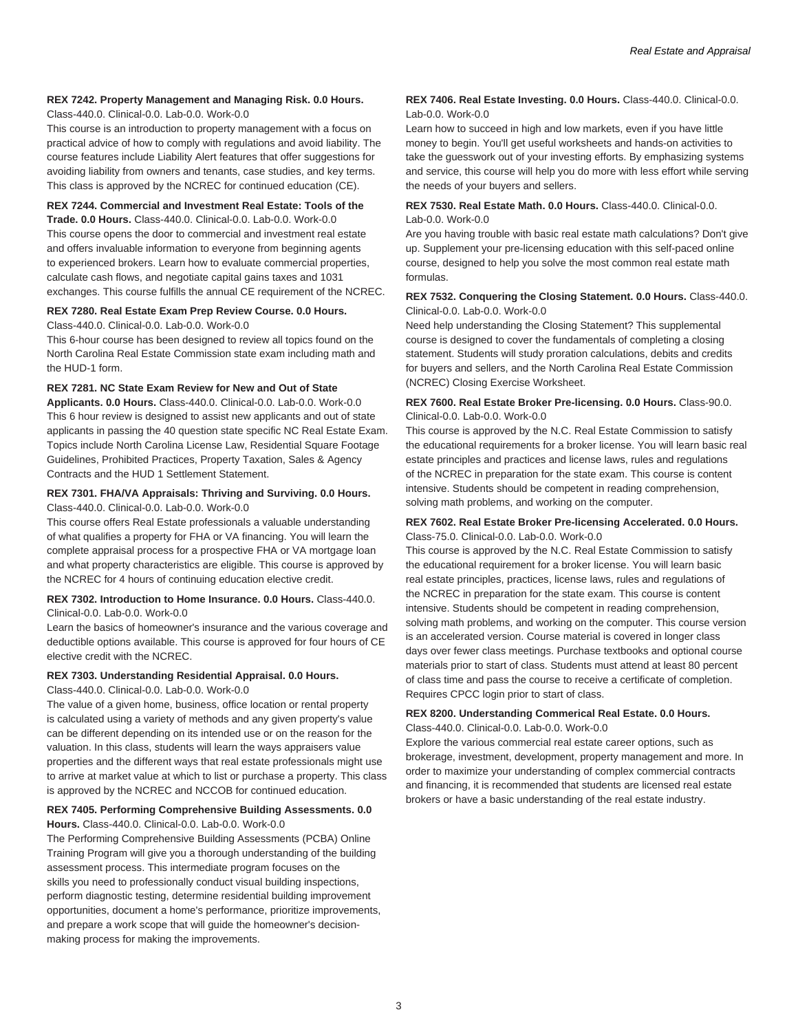**REX 7242. Property Management and Managing Risk. 0.0 Hours.** Class-440.0. Clinical-0.0. Lab-0.0. Work-0.0

This course is an introduction to property management with a focus on practical advice of how to comply with regulations and avoid liability. The course features include Liability Alert features that offer suggestions for avoiding liability from owners and tenants, case studies, and key terms. This class is approved by the NCREC for continued education (CE).

**REX 7244. Commercial and Investment Real Estate: Tools of the Trade. 0.0 Hours.** Class-440.0. Clinical-0.0. Lab-0.0. Work-0.0

This course opens the door to commercial and investment real estate and offers invaluable information to everyone from beginning agents to experienced brokers. Learn how to evaluate commercial properties, calculate cash flows, and negotiate capital gains taxes and 1031 exchanges. This course fulfills the annual CE requirement of the NCREC.

**REX 7280. Real Estate Exam Prep Review Course. 0.0 Hours.** Class-440.0. Clinical-0.0. Lab-0.0. Work-0.0

This 6-hour course has been designed to review all topics found on the North Carolina Real Estate Commission state exam including math and the HUD-1 form.

**REX 7281. NC State Exam Review for New and Out of State Applicants. 0.0 Hours.** Class-440.0. Clinical-0.0. Lab-0.0. Work-0.0

This 6 hour review is designed to assist new applicants and out of state applicants in passing the 40 question state specific NC Real Estate Exam. Topics include North Carolina License Law, Residential Square Footage Guidelines, Prohibited Practices, Property Taxation, Sales & Agency Contracts and the HUD 1 Settlement Statement.

**REX 7301. FHA/VA Appraisals: Thriving and Surviving. 0.0 Hours.** Class-440.0. Clinical-0.0. Lab-0.0. Work-0.0

This course offers Real Estate professionals a valuable understanding of what qualifies a property for FHA or VA financing. You will learn the complete appraisal process for a prospective FHA or VA mortgage loan and what property characteristics are eligible. This course is approved by the NCREC for 4 hours of continuing education elective credit.

**REX 7302. Introduction to Home Insurance. 0.0 Hours.** Class-440.0. Clinical-0.0. Lab-0.0. Work-0.0

Learn the basics of homeowner's insurance and the various coverage and deductible options available. This course is approved for four hours of CE elective credit with the NCREC.

**REX 7303. Understanding Residential Appraisal. 0.0 Hours.** Class-440.0. Clinical-0.0. Lab-0.0. Work-0.0

The value of a given home, business, office location or rental property is calculated using a variety of methods and any given property's value can be different depending on its intended use or on the reason for the valuation. In this class, students will learn the ways appraisers value properties and the different ways that real estate professionals might use to arrive at market value at which to list or purchase a property. This class is approved by the NCREC and NCCOB for continued education.

**REX 7405. Performing Comprehensive Building Assessments. 0.0 Hours.** Class-440.0. Clinical-0.0. Lab-0.0. Work-0.0

The Performing Comprehensive Building Assessments (PCBA) Online Training Program will give you a thorough understanding of the building assessment process. This intermediate program focuses on the skills you need to professionally conduct visual building inspections, perform diagnostic testing, determine residential building improvement opportunities, document a home's performance, prioritize improvements, and prepare a work scope that will guide the homeowner's decision-making process for making the improvements.

**REX 7406. Real Estate Investing. 0.0 Hours.** Class-440.0. Clinical-0.0. Lab-0.0. Work-0.0

Learn how to succeed in high and low markets, even if you have little money to begin. You'll get useful worksheets and hands-on activities to take the guesswork out of your investing efforts. By emphasizing systems and service, this course will help you do more with less effort while serving the needs of your buyers and sellers.

**REX 7530. Real Estate Math. 0.0 Hours.** Class-440.0. Clinical-0.0. Lab-0.0. Work-0.0

Are you having trouble with basic real estate math calculations? Don't give up. Supplement your pre-licensing education with this self-paced online course, designed to help you solve the most common real estate math formulas.

**REX 7532. Conquering the Closing Statement. 0.0 Hours.** Class-440.0. Clinical-0.0. Lab-0.0. Work-0.0

Need help understanding the Closing Statement? This supplemental course is designed to cover the fundamentals of completing a closing statement. Students will study proration calculations, debits and credits for buyers and sellers, and the North Carolina Real Estate Commission (NCREC) Closing Exercise Worksheet.

**REX 7600. Real Estate Broker Pre-licensing. 0.0 Hours.** Class-90.0. Clinical-0.0. Lab-0.0. Work-0.0

This course is approved by the N.C. Real Estate Commission to satisfy the educational requirements for a broker license. You will learn basic real estate principles and practices and license laws, rules and regulations of the NCREC in preparation for the state exam. This course is content intensive. Students should be competent in reading comprehension, solving math problems, and working on the computer.

**REX 7602. Real Estate Broker Pre-licensing Accelerated. 0.0 Hours.** Class-75.0. Clinical-0.0. Lab-0.0. Work-0.0

This course is approved by the N.C. Real Estate Commission to satisfy the educational requirement for a broker license. You will learn basic real estate principles, practices, license laws, rules and regulations of the NCREC in preparation for the state exam. This course is content intensive. Students should be competent in reading comprehension, solving math problems, and working on the computer. This course version is an accelerated version. Course material is covered in longer class days over fewer class meetings. Purchase textbooks and optional course materials prior to start of class. Students must attend at least 80 percent of class time and pass the course to receive a certificate of completion. Requires CPCC login prior to start of class.

**REX 8200. Understanding Commerical Real Estate. 0.0 Hours.** Class-440.0. Clinical-0.0. Lab-0.0. Work-0.0

Explore the various commercial real estate career options, such as brokerage, investment, development, property management and more. In order to maximize your understanding of complex commercial contracts and financing, it is recommended that students are licensed real estate brokers or have a basic understanding of the real estate industry.